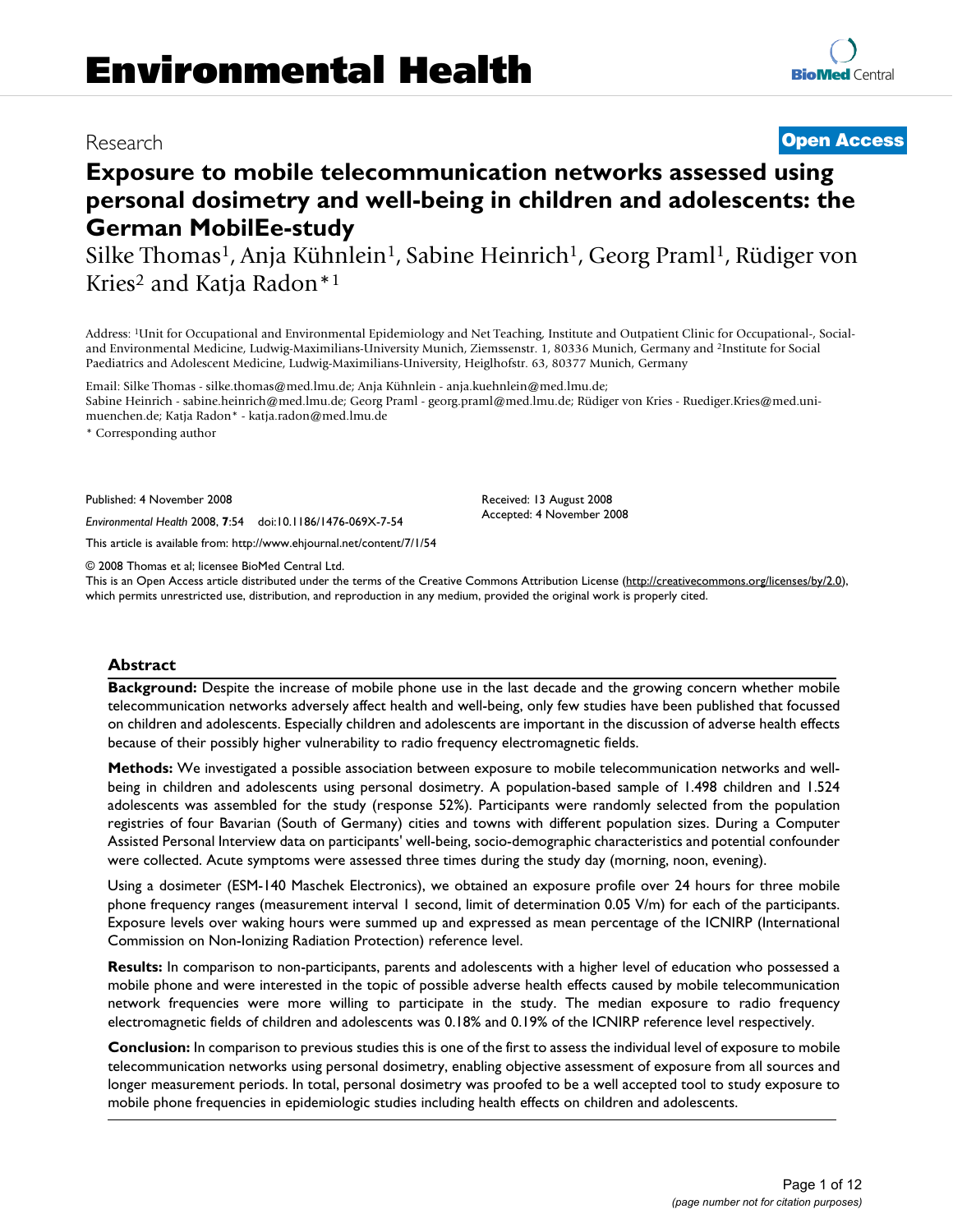Research

**Open Access**

# Exposure to mobile telecommunication networks assessed using personal dosimetry and well-being in children and adolescents: the German MobilEe-study

Silke Thomas[1], Anja Kühnlein[1], Sabine Heinrich[1], Georg Praml[1], Rüdiger von Kries[2] and Katja Radon*[1]

Address: [1]Unit for Occupational and Environmental Epidemiology and Net Teaching, Institute and Outpatient Clinic for Occupational-, Social- and Environmental Medicine, Ludwig-Maximilians-University Munich, Ziemssenstr. 1, 80336 Munich, Germany and [2]Institute for Social Paediatrics and Adolescent Medicine, Ludwig-Maximilians-University, Heiglhofstr. 63, 80377 Munich, Germany

Email: Silke Thomas - silke.thomas@med.lmu.de; Anja Kühnlein - anja.kuehnlein@med.lmu.de; Sabine Heinrich - sabine.heinrich@med.lmu.de; Georg Praml - georg.praml@med.lmu.de; Rüdiger von Kries - Ruediger.Kries@med.uni-muenchen.de; Katja Radon* - katja.radon@med.lmu.de

\* Corresponding author

Published: 4 November 2008

*Environmental Health* 2008, **7**:54 doi:10.1186/1476-069X-7-54

Received: 13 August 2008
Accepted: 4 November 2008

This article is available from: http://www.ehjournal.net/content/7/1/54

© 2008 Thomas et al; licensee BioMed Central Ltd.
This is an Open Access article distributed under the terms of the Creative Commons Attribution License (http://creativecommons.org/licenses/by/2.0), which permits unrestricted use, distribution, and reproduction in any medium, provided the original work is properly cited.

## Abstract

**Background:** Despite the increase of mobile phone use in the last decade and the growing concern whether mobile telecommunication networks adversely affect health and well-being, only few studies have been published that focussed on children and adolescents. Especially children and adolescents are important in the discussion of adverse health effects because of their possibly higher vulnerability to radio frequency electromagnetic fields.

**Methods:** We investigated a possible association between exposure to mobile telecommunication networks and well-being in children and adolescents using personal dosimetry. A population-based sample of 1.498 children and 1.524 adolescents was assembled for the study (response 52%). Participants were randomly selected from the population registries of four Bavarian (South of Germany) cities and towns with different population sizes. During a Computer Assisted Personal Interview data on participants' well-being, socio-demographic characteristics and potential confounder were collected. Acute symptoms were assessed three times during the study day (morning, noon, evening).

Using a dosimeter (ESM-140 Maschek Electronics), we obtained an exposure profile over 24 hours for three mobile phone frequency ranges (measurement interval 1 second, limit of determination 0.05 V/m) for each of the participants. Exposure levels over waking hours were summed up and expressed as mean percentage of the ICNIRP (International Commission on Non-Ionizing Radiation Protection) reference level.

**Results:** In comparison to non-participants, parents and adolescents with a higher level of education who possessed a mobile phone and were interested in the topic of possible adverse health effects caused by mobile telecommunication network frequencies were more willing to participate in the study. The median exposure to radio frequency electromagnetic fields of children and adolescents was 0.18% and 0.19% of the ICNIRP reference level respectively.

**Conclusion:** In comparison to previous studies this is one of the first to assess the individual level of exposure to mobile telecommunication networks using personal dosimetry, enabling objective assessment of exposure from all sources and longer measurement periods. In total, personal dosimetry was proofed to be a well accepted tool to study exposure to mobile phone frequencies in epidemiologic studies including health effects on children and adolescents.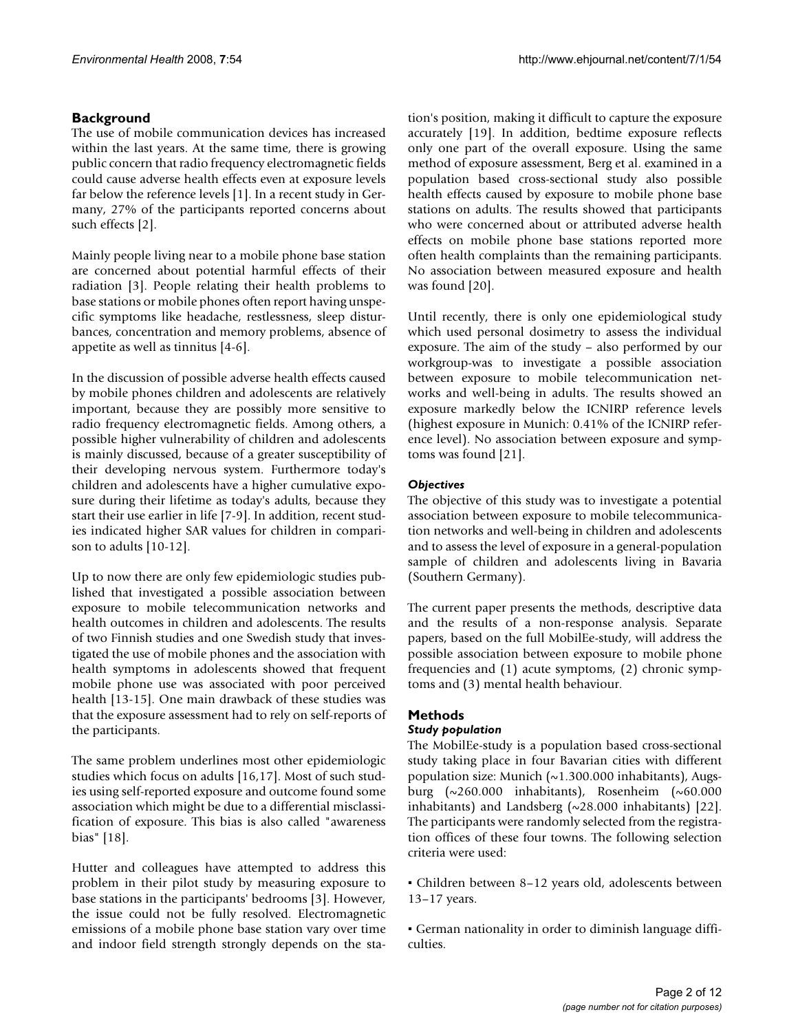## Background

The use of mobile communication devices has increased within the last years. At the same time, there is growing public concern that radio frequency electromagnetic fields could cause adverse health effects even at exposure levels far below the reference levels [1]. In a recent study in Germany, 27% of the participants reported concerns about such effects [2].

Mainly people living near to a mobile phone base station are concerned about potential harmful effects of their radiation [3]. People relating their health problems to base stations or mobile phones often report having unspecific symptoms like headache, restlessness, sleep disturbances, concentration and memory problems, absence of appetite as well as tinnitus [4-6].

In the discussion of possible adverse health effects caused by mobile phones children and adolescents are relatively important, because they are possibly more sensitive to radio frequency electromagnetic fields. Among others, a possible higher vulnerability of children and adolescents is mainly discussed, because of a greater susceptibility of their developing nervous system. Furthermore today's children and adolescents have a higher cumulative exposure during their lifetime as today's adults, because they start their use earlier in life [7-9]. In addition, recent studies indicated higher SAR values for children in comparison to adults [10-12].

Up to now there are only few epidemiologic studies published that investigated a possible association between exposure to mobile telecommunication networks and health outcomes in children and adolescents. The results of two Finnish studies and one Swedish study that investigated the use of mobile phones and the association with health symptoms in adolescents showed that frequent mobile phone use was associated with poor perceived health [13-15]. One main drawback of these studies was that the exposure assessment had to rely on self-reports of the participants.

The same problem underlines most other epidemiologic studies which focus on adults [16,17]. Most of such studies using self-reported exposure and outcome found some association which might be due to a differential misclassification of exposure. This bias is also called "awareness bias" [18].

Hutter and colleagues have attempted to address this problem in their pilot study by measuring exposure to base stations in the participants' bedrooms [3]. However, the issue could not be fully resolved. Electromagnetic emissions of a mobile phone base station vary over time and indoor field strength strongly depends on the station's position, making it difficult to capture the exposure accurately [19]. In addition, bedtime exposure reflects only one part of the overall exposure. Using the same method of exposure assessment, Berg et al. examined in a population based cross-sectional study also possible health effects caused by exposure to mobile phone base stations on adults. The results showed that participants who were concerned about or attributed adverse health effects on mobile phone base stations reported more often health complaints than the remaining participants. No association between measured exposure and health was found [20].

Until recently, there is only one epidemiological study which used personal dosimetry to assess the individual exposure. The aim of the study – also performed by our workgroup-was to investigate a possible association between exposure to mobile telecommunication networks and well-being in adults. The results showed an exposure markedly below the ICNIRP reference levels (highest exposure in Munich: 0.41% of the ICNIRP reference level). No association between exposure and symptoms was found [21].

### *Objectives*

The objective of this study was to investigate a potential association between exposure to mobile telecommunication networks and well-being in children and adolescents and to assess the level of exposure in a general-population sample of children and adolescents living in Bavaria (Southern Germany).

The current paper presents the methods, descriptive data and the results of a non-response analysis. Separate papers, based on the full MobilEe-study, will address the possible association between exposure to mobile phone frequencies and (1) acute symptoms, (2) chronic symptoms and (3) mental health behaviour.

## Methods

### *Study population*

The MobilEe-study is a population based cross-sectional study taking place in four Bavarian cities with different population size: Munich (~1.300.000 inhabitants), Augsburg (~260.000 inhabitants), Rosenheim (~60.000 inhabitants) and Landsberg (~28.000 inhabitants) [22]. The participants were randomly selected from the registration offices of these four towns. The following selection criteria were used:

- Children between 8–12 years old, adolescents between 13–17 years.
- German nationality in order to diminish language difficulties.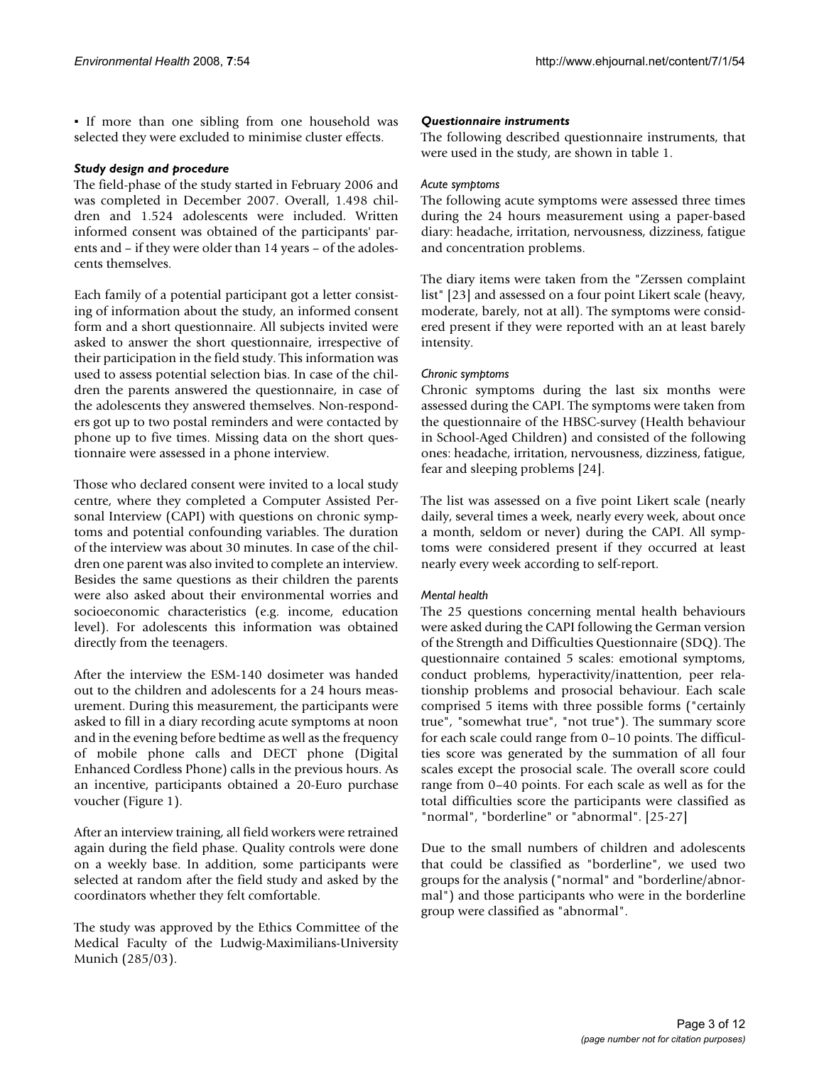- If more than one sibling from one household was selected they were excluded to minimise cluster effects.

### *Study design and procedure*

The field-phase of the study started in February 2006 and was completed in December 2007. Overall, 1.498 children and 1.524 adolescents were included. Written informed consent was obtained of the participants' parents and – if they were older than 14 years – of the adolescents themselves.

Each family of a potential participant got a letter consisting of information about the study, an informed consent form and a short questionnaire. All subjects invited were asked to answer the short questionnaire, irrespective of their participation in the field study. This information was used to assess potential selection bias. In case of the children the parents answered the questionnaire, in case of the adolescents they answered themselves. Non-responders got up to two postal reminders and were contacted by phone up to five times. Missing data on the short questionnaire were assessed in a phone interview.

Those who declared consent were invited to a local study centre, where they completed a Computer Assisted Personal Interview (CAPI) with questions on chronic symptoms and potential confounding variables. The duration of the interview was about 30 minutes. In case of the children one parent was also invited to complete an interview. Besides the same questions as their children the parents were also asked about their environmental worries and socioeconomic characteristics (e.g. income, education level). For adolescents this information was obtained directly from the teenagers.

After the interview the ESM-140 dosimeter was handed out to the children and adolescents for a 24 hours measurement. During this measurement, the participants were asked to fill in a diary recording acute symptoms at noon and in the evening before bedtime as well as the frequency of mobile phone calls and DECT phone (Digital Enhanced Cordless Phone) calls in the previous hours. As an incentive, participants obtained a 20-Euro purchase voucher (Figure 1).

After an interview training, all field workers were retrained again during the field phase. Quality controls were done on a weekly base. In addition, some participants were selected at random after the field study and asked by the coordinators whether they felt comfortable.

The study was approved by the Ethics Committee of the Medical Faculty of the Ludwig-Maximilians-University Munich (285/03).

### *Questionnaire instruments*

The following described questionnaire instruments, that were used in the study, are shown in table 1.

#### *Acute symptoms*

The following acute symptoms were assessed three times during the 24 hours measurement using a paper-based diary: headache, irritation, nervousness, dizziness, fatigue and concentration problems.

The diary items were taken from the "Zerssen complaint list" [23] and assessed on a four point Likert scale (heavy, moderate, barely, not at all). The symptoms were considered present if they were reported with an at least barely intensity.

#### *Chronic symptoms*

Chronic symptoms during the last six months were assessed during the CAPI. The symptoms were taken from the questionnaire of the HBSC-survey (Health behaviour in School-Aged Children) and consisted of the following ones: headache, irritation, nervousness, dizziness, fatigue, fear and sleeping problems [24].

The list was assessed on a five point Likert scale (nearly daily, several times a week, nearly every week, about once a month, seldom or never) during the CAPI. All symptoms were considered present if they occurred at least nearly every week according to self-report.

#### *Mental health*

The 25 questions concerning mental health behaviours were asked during the CAPI following the German version of the Strength and Difficulties Questionnaire (SDQ). The questionnaire contained 5 scales: emotional symptoms, conduct problems, hyperactivity/inattention, peer relationship problems and prosocial behaviour. Each scale comprised 5 items with three possible forms ("certainly true", "somewhat true", "not true"). The summary score for each scale could range from 0–10 points. The difficulties score was generated by the summation of all four scales except the prosocial scale. The overall score could range from 0–40 points. For each scale as well as for the total difficulties score the participants were classified as "normal", "borderline" or "abnormal". [25-27]

Due to the small numbers of children and adolescents that could be classified as "borderline", we used two groups for the analysis ("normal" and "borderline/abnormal") and those participants who were in the borderline group were classified as "abnormal".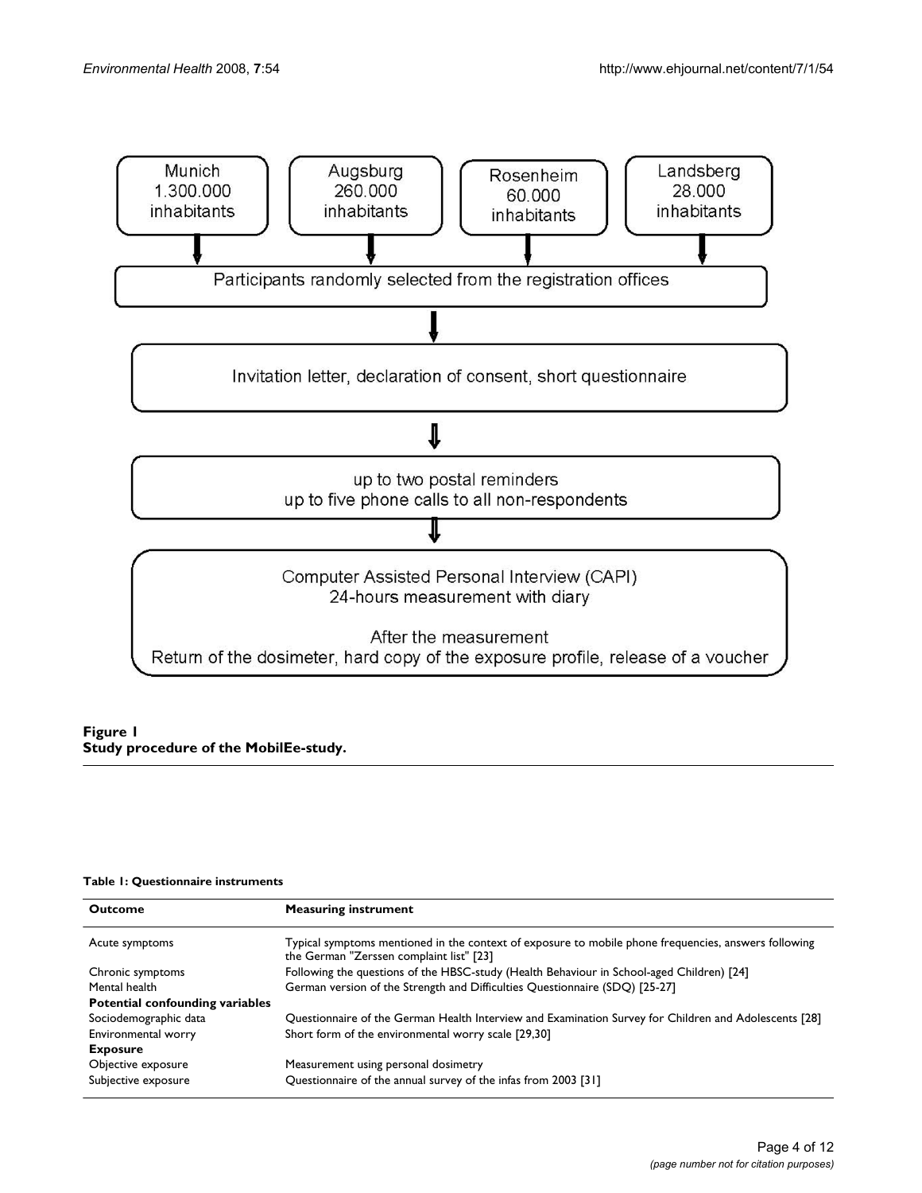Munich
1.300.000
inhabitants

Augsburg
260.000
inhabitants

Rosenheim
60.000
inhabitants

Landsberg
28.000
inhabitants

Participants randomly selected from the registration offices

Invitation letter, declaration of consent, short questionnaire

up to two postal reminders
up to five phone calls to all non-respondents

Computer Assisted Personal Interview (CAPI)
24-hours measurement with diary

After the measurement
Return of the dosimeter, hard copy of the exposure profile, release of a voucher

**Figure 1**
**Study procedure of the MobilEe-study.**

**Table 1: Questionnaire instruments**

| Outcome | Measuring instrument |
| --- | --- |
| Acute symptoms | Typical symptoms mentioned in the context of exposure to mobile phone frequencies, answers following the German "Zerssen complaint list" [23] |
| Chronic symptoms | Following the questions of the HBSC-study (Health Behaviour in School-aged Children) [24] |
| Mental health | German version of the Strength and Difficulties Questionnaire (SDQ) [25-27] |
| **Potential confounding variables** | |
| Sociodemographic data | Questionnaire of the German Health Interview and Examination Survey for Children and Adolescents [28] |
| Environmental worry | Short form of the environmental worry scale [29,30] |
| **Exposure** | |
| Objective exposure | Measurement using personal dosimetry |
| Subjective exposure | Questionnaire of the annual survey of the infas from 2003 [31] |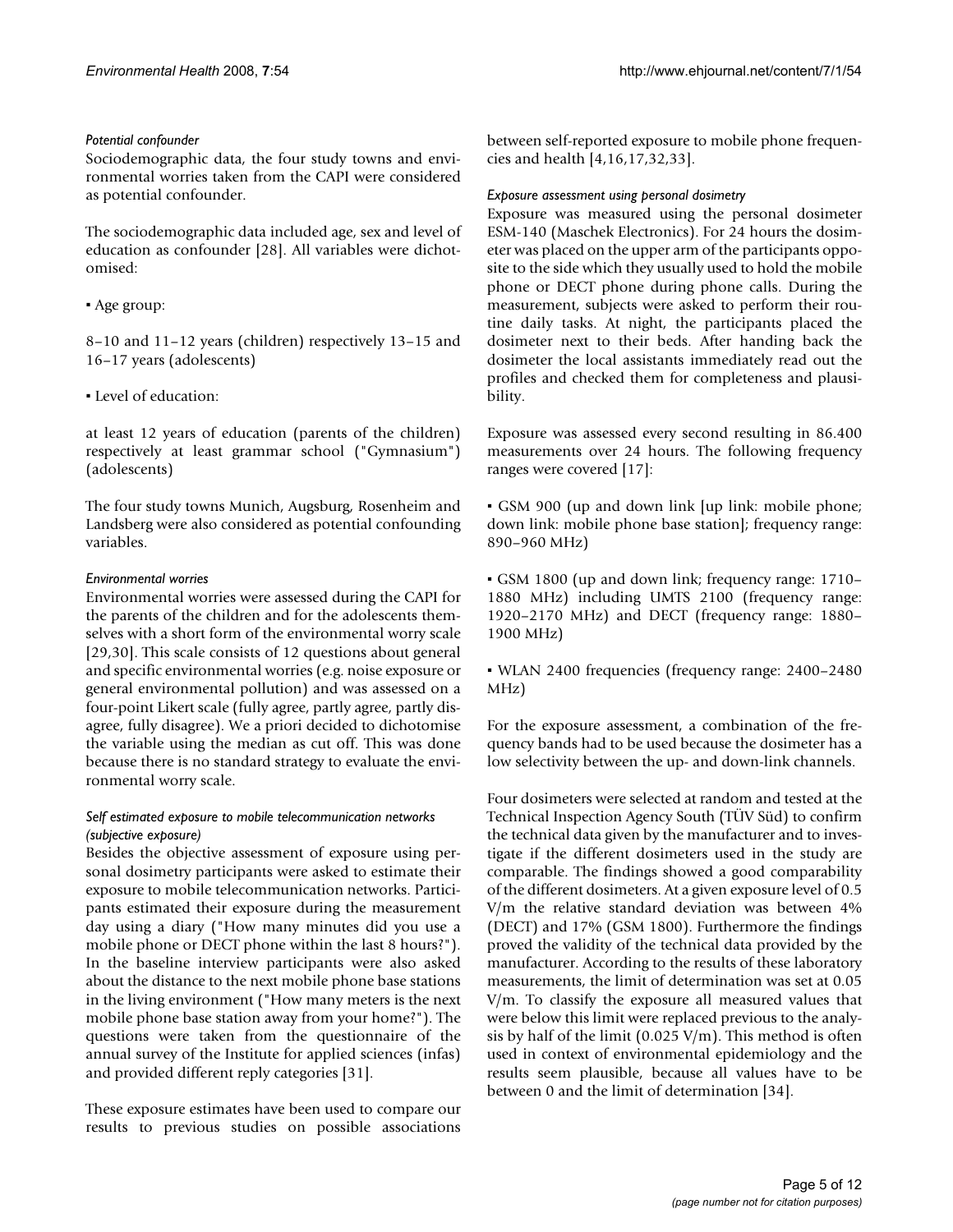*Potential confounder*

Sociodemographic data, the four study towns and environmental worries taken from the CAPI were considered as potential confounder.

The sociodemographic data included age, sex and level of education as confounder [28]. All variables were dichotomised:

- Age group:

8–10 and 11–12 years (children) respectively 13–15 and 16–17 years (adolescents)

- Level of education:

at least 12 years of education (parents of the children) respectively at least grammar school ("Gymnasium") (adolescents)

The four study towns Munich, Augsburg, Rosenheim and Landsberg were also considered as potential confounding variables.

*Environmental worries*

Environmental worries were assessed during the CAPI for the parents of the children and for the adolescents themselves with a short form of the environmental worry scale [29,30]. This scale consists of 12 questions about general and specific environmental worries (e.g. noise exposure or general environmental pollution) and was assessed on a four-point Likert scale (fully agree, partly agree, partly disagree, fully disagree). We a priori decided to dichotomise the variable using the median as cut off. This was done because there is no standard strategy to evaluate the environmental worry scale.

*Self estimated exposure to mobile telecommunication networks (subjective exposure)*

Besides the objective assessment of exposure using personal dosimetry participants were asked to estimate their exposure to mobile telecommunication networks. Participants estimated their exposure during the measurement day using a diary ("How many minutes did you use a mobile phone or DECT phone within the last 8 hours?"). In the baseline interview participants were also asked about the distance to the next mobile phone base stations in the living environment ("How many meters is the next mobile phone base station away from your home?"). The questions were taken from the questionnaire of the annual survey of the Institute for applied sciences (infas) and provided different reply categories [31].

These exposure estimates have been used to compare our results to previous studies on possible associations between self-reported exposure to mobile phone frequencies and health [4,16,17,32,33].

*Exposure assessment using personal dosimetry*

Exposure was measured using the personal dosimeter ESM-140 (Maschek Electronics). For 24 hours the dosimeter was placed on the upper arm of the participants opposite to the side which they usually used to hold the mobile phone or DECT phone during phone calls. During the measurement, subjects were asked to perform their routine daily tasks. At night, the participants placed the dosimeter next to their beds. After handing back the dosimeter the local assistants immediately read out the profiles and checked them for completeness and plausibility.

Exposure was assessed every second resulting in 86.400 measurements over 24 hours. The following frequency ranges were covered [17]:

- GSM 900 (up and down link [up link: mobile phone; down link: mobile phone base station]; frequency range: 890–960 MHz)

- GSM 1800 (up and down link; frequency range: 1710–1880 MHz) including UMTS 2100 (frequency range: 1920–2170 MHz) and DECT (frequency range: 1880–1900 MHz)

- WLAN 2400 frequencies (frequency range: 2400–2480 MHz)

For the exposure assessment, a combination of the frequency bands had to be used because the dosimeter has a low selectivity between the up- and down-link channels.

Four dosimeters were selected at random and tested at the Technical Inspection Agency South (TÜV Süd) to confirm the technical data given by the manufacturer and to investigate if the different dosimeters used in the study are comparable. The findings showed a good comparability of the different dosimeters. At a given exposure level of 0.5 V/m the relative standard deviation was between 4% (DECT) and 17% (GSM 1800). Furthermore the findings proved the validity of the technical data provided by the manufacturer. According to the results of these laboratory measurements, the limit of determination was set at 0.05 V/m. To classify the exposure all measured values that were below this limit were replaced previous to the analysis by half of the limit (0.025 V/m). This method is often used in context of environmental epidemiology and the results seem plausible, because all values have to be between 0 and the limit of determination [34].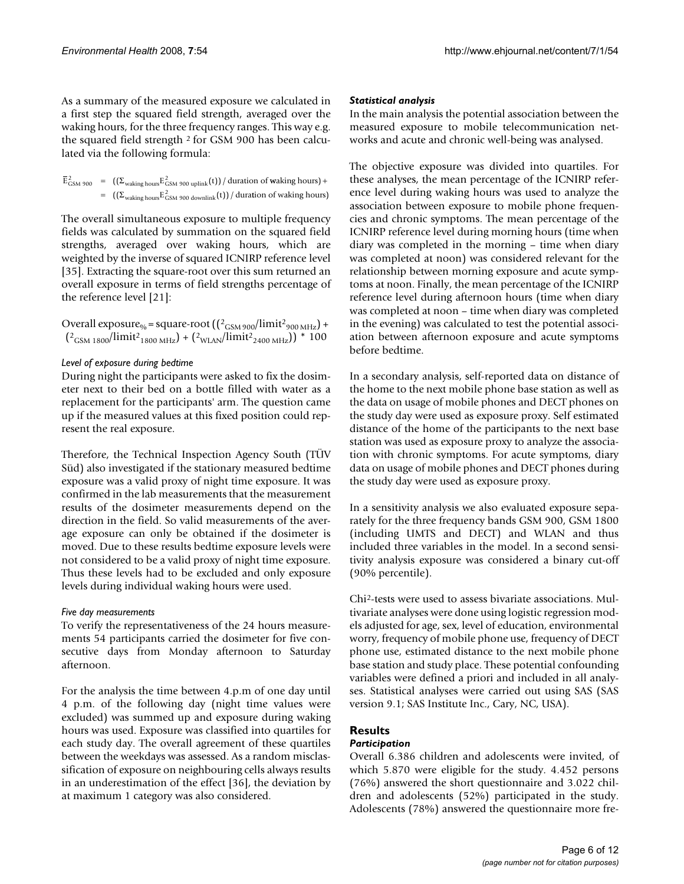As a summary of the measured exposure we calculated in a first step the squared field strength, averaged over the waking hours, for the three frequency ranges. This way e.g. the squared field strength ² for GSM 900 has been calculated via the following formula:

$$\overline{E}^2_{GSM\ 900} = ((\Sigma_{\text{waking hours}} E^2_{GSM\ 900\ uplink}(t)) / \text{duration of waking hours}) + = ((\Sigma_{\text{waking hours}} E^2_{GSM\ 900\ downlink}(t)) / \text{duration of waking hours})$$

The overall simultaneous exposure to multiple frequency fields was calculated by summation on the squared field strengths, averaged over waking hours, which are weighted by the inverse of squared ICNIRP reference level [35]. Extracting the square-root over this sum returned an overall exposure in terms of field strengths percentage of the reference level [21]:

$$\text{Overall exposure}_{\%} = \text{square-root}\left(({}^{2}_{GSM\ 900}/\text{limit}^{2}_{900\ MHz}) + ({}^{2}_{GSM\ 1800}/\text{limit}^{2}_{1800\ MHz}) + ({}^{2}_{WLAN}/\text{limit}^{2}_{2400\ MHz})\right) * 100$$

*Level of exposure during bedtime*

During night the participants were asked to fix the dosimeter next to their bed on a bottle filled with water as a replacement for the participants' arm. The question came up if the measured values at this fixed position could represent the real exposure.

Therefore, the Technical Inspection Agency South (TÜV Süd) also investigated if the stationary measured bedtime exposure was a valid proxy of night time exposure. It was confirmed in the lab measurements that the measurement results of the dosimeter measurements depend on the direction in the field. So valid measurements of the average exposure can only be obtained if the dosimeter is moved. Due to these results bedtime exposure levels were not considered to be a valid proxy of night time exposure. Thus these levels had to be excluded and only exposure levels during individual waking hours were used.

*Five day measurements*

To verify the representativeness of the 24 hours measurements 54 participants carried the dosimeter for five consecutive days from Monday afternoon to Saturday afternoon.

For the analysis the time between 4.p.m of one day until 4 p.m. of the following day (night time values were excluded) was summed up and exposure during waking hours was used. Exposure was classified into quartiles for each study day. The overall agreement of these quartiles between the weekdays was assessed. As a random misclassification of exposure on neighbouring cells always results in an underestimation of the effect [36], the deviation by at maximum 1 category was also considered.

### *Statistical analysis*

In the main analysis the potential association between the measured exposure to mobile telecommunication networks and acute and chronic well-being was analysed.

The objective exposure was divided into quartiles. For these analyses, the mean percentage of the ICNIRP reference level during waking hours was used to analyze the association between exposure to mobile phone frequencies and chronic symptoms. The mean percentage of the ICNIRP reference level during morning hours (time when diary was completed in the morning – time when diary was completed at noon) was considered relevant for the relationship between morning exposure and acute symptoms at noon. Finally, the mean percentage of the ICNIRP reference level during afternoon hours (time when diary was completed at noon – time when diary was completed in the evening) was calculated to test the potential association between afternoon exposure and acute symptoms before bedtime.

In a secondary analysis, self-reported data on distance of the home to the next mobile phone base station as well as the data on usage of mobile phones and DECT phones on the study day were used as exposure proxy. Self estimated distance of the home of the participants to the next base station was used as exposure proxy to analyze the association with chronic symptoms. For acute symptoms, diary data on usage of mobile phones and DECT phones during the study day were used as exposure proxy.

In a sensitivity analysis we also evaluated exposure separately for the three frequency bands GSM 900, GSM 1800 (including UMTS and DECT) and WLAN and thus included three variables in the model. In a second sensitivity analysis exposure was considered a binary cut-off (90% percentile).

$Chi^2$-tests were used to assess bivariate associations. Multivariate analyses were done using logistic regression models adjusted for age, sex, level of education, environmental worry, frequency of mobile phone use, frequency of DECT phone use, estimated distance to the next mobile phone base station and study place. These potential confounding variables were defined a priori and included in all analyses. Statistical analyses were carried out using SAS (SAS version 9.1; SAS Institute Inc., Cary, NC, USA).

## Results

### *Participation*

Overall 6.386 children and adolescents were invited, of which 5.870 were eligible for the study. 4.452 persons (76%) answered the short questionnaire and 3.022 children and adolescents (52%) participated in the study. Adolescents (78%) answered the questionnaire more fre-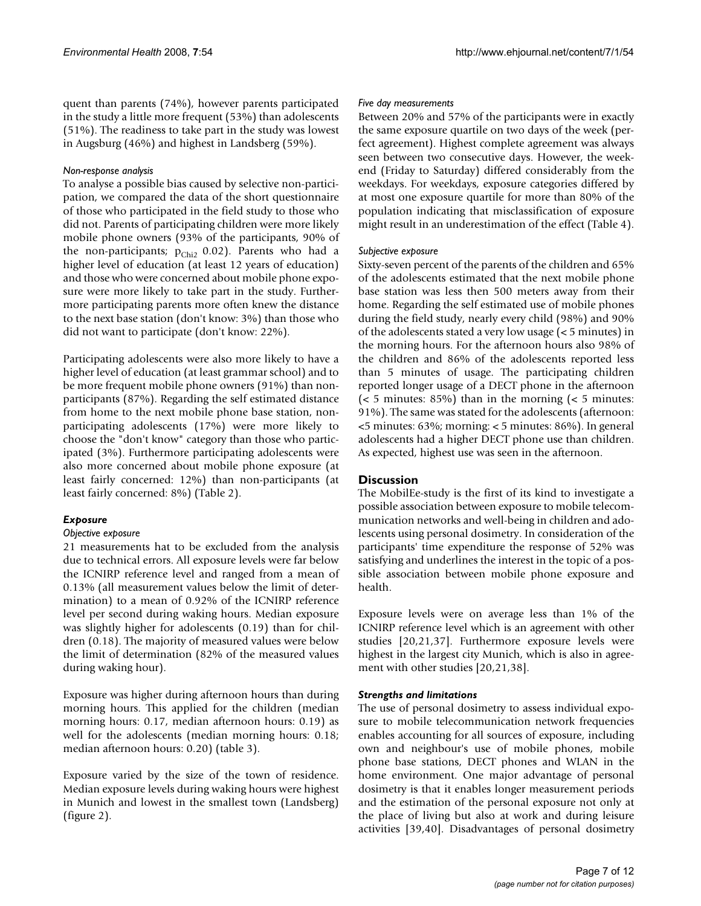quent than parents (74%), however parents participated in the study a little more frequent (53%) than adolescents (51%). The readiness to take part in the study was lowest in Augsburg (46%) and highest in Landsberg (59%).

#### *Non-response analysis*

To analyse a possible bias caused by selective non-participation, we compared the data of the short questionnaire of those who participated in the field study to those who did not. Parents of participating children were more likely mobile phone owners (93% of the participants, 90% of the non-participants; $p_{Chi2}$ 0.02). Parents who had a higher level of education (at least 12 years of education) and those who were concerned about mobile phone exposure were more likely to take part in the study. Furthermore participating parents more often knew the distance to the next base station (don't know: 3%) than those who did not want to participate (don't know: 22%).

Participating adolescents were also more likely to have a higher level of education (at least grammar school) and to be more frequent mobile phone owners (91%) than non-participants (87%). Regarding the self estimated distance from home to the next mobile phone base station, non-participating adolescents (17%) were more likely to choose the "don't know" category than those who participated (3%). Furthermore participating adolescents were also more concerned about mobile phone exposure (at least fairly concerned: 12%) than non-participants (at least fairly concerned: 8%) (Table 2).

### *Exposure*

#### *Objective exposure*

21 measurements hat to be excluded from the analysis due to technical errors. All exposure levels were far below the ICNIRP reference level and ranged from a mean of 0.13% (all measurement values below the limit of determination) to a mean of 0.92% of the ICNIRP reference level per second during waking hours. Median exposure was slightly higher for adolescents (0.19) than for children (0.18). The majority of measured values were below the limit of determination (82% of the measured values during waking hour).

Exposure was higher during afternoon hours than during morning hours. This applied for the children (median morning hours: 0.17, median afternoon hours: 0.19) as well for the adolescents (median morning hours: 0.18; median afternoon hours: 0.20) (table 3).

Exposure varied by the size of the town of residence. Median exposure levels during waking hours were highest in Munich and lowest in the smallest town (Landsberg) (figure 2).

#### *Five day measurements*

Between 20% and 57% of the participants were in exactly the same exposure quartile on two days of the week (perfect agreement). Highest complete agreement was always seen between two consecutive days. However, the weekend (Friday to Saturday) differed considerably from the weekdays. For weekdays, exposure categories differed by at most one exposure quartile for more than 80% of the population indicating that misclassification of exposure might result in an underestimation of the effect (Table 4).

#### *Subjective exposure*

Sixty-seven percent of the parents of the children and 65% of the adolescents estimated that the next mobile phone base station was less then 500 meters away from their home. Regarding the self estimated use of mobile phones during the field study, nearly every child (98%) and 90% of the adolescents stated a very low usage (< 5 minutes) in the morning hours. For the afternoon hours also 98% of the children and 86% of the adolescents reported less than 5 minutes of usage. The participating children reported longer usage of a DECT phone in the afternoon (< 5 minutes: 85%) than in the morning (< 5 minutes: 91%). The same was stated for the adolescents (afternoon: <5 minutes: 63%; morning: < 5 minutes: 86%). In general adolescents had a higher DECT phone use than children. As expected, highest use was seen in the afternoon.

## Discussion

The MobilEe-study is the first of its kind to investigate a possible association between exposure to mobile telecommunication networks and well-being in children and adolescents using personal dosimetry. In consideration of the participants' time expenditure the response of 52% was satisfying and underlines the interest in the topic of a possible association between mobile phone exposure and health.

Exposure levels were on average less than 1% of the ICNIRP reference level which is an agreement with other studies [20,21,37]. Furthermore exposure levels were highest in the largest city Munich, which is also in agreement with other studies [20,21,38].

### *Strengths and limitations*

The use of personal dosimetry to assess individual exposure to mobile telecommunication network frequencies enables accounting for all sources of exposure, including own and neighbour's use of mobile phones, mobile phone base stations, DECT phones and WLAN in the home environment. One major advantage of personal dosimetry is that it enables longer measurement periods and the estimation of the personal exposure not only at the place of living but also at work and during leisure activities [39,40]. Disadvantages of personal dosimetry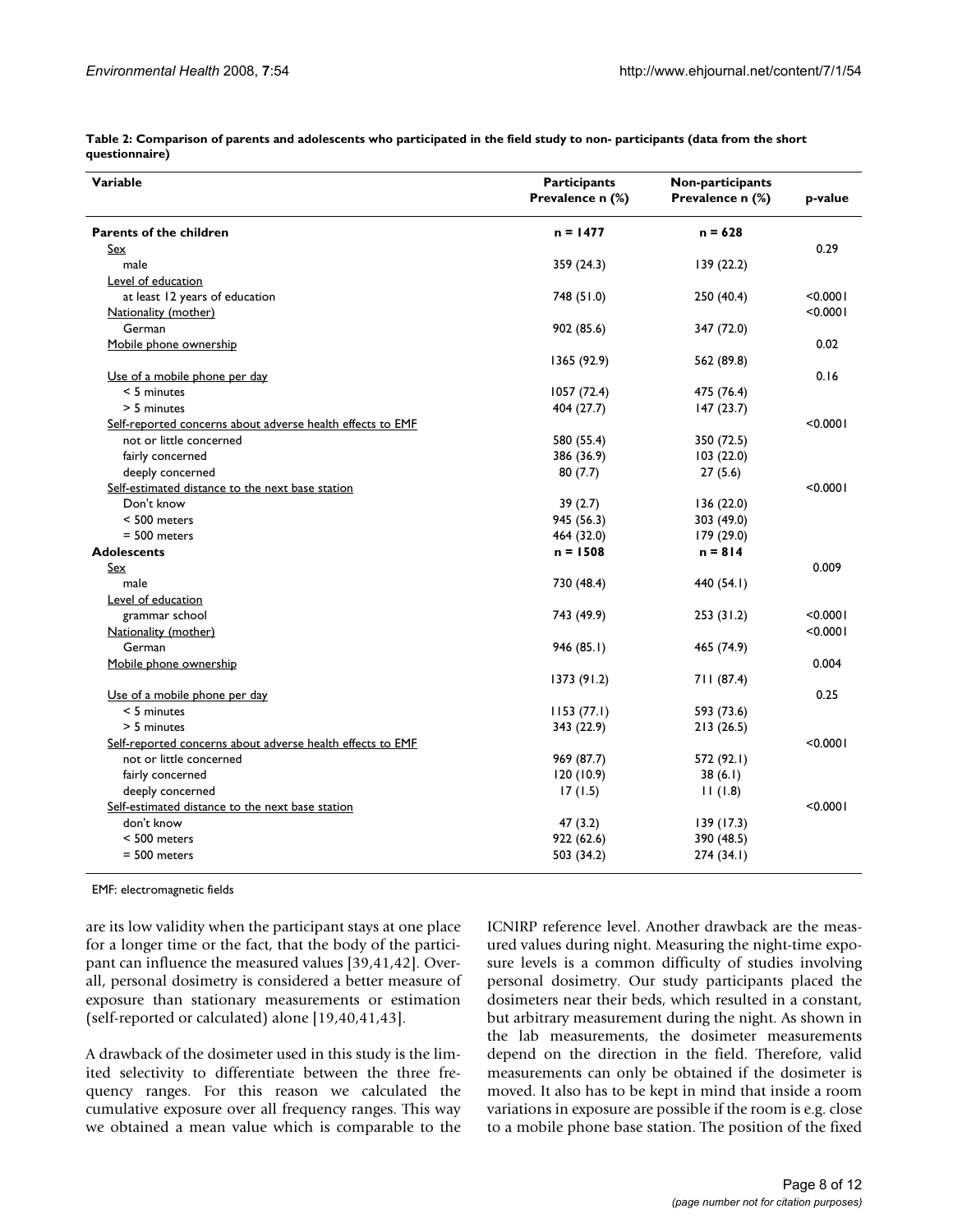**Table 2: Comparison of parents and adolescents who participated in the field study to non- participants (data from the short questionnaire)**

| Variable | Participants Prevalence n (%) | Non-participants Prevalence n (%) | p-value |
| --- | --- | --- | --- |
| **Parents of the children** | **n = 1477** | **n = 628** | |
| Sex | | | 0.29 |
| male | 359 (24.3) | 139 (22.2) | |
| Level of education | | | |
| at least 12 years of education | 748 (51.0) | 250 (40.4) | <0.0001 |
| Nationality (mother) | | | <0.0001 |
| German | 902 (85.6) | 347 (72.0) | |
| Mobile phone ownership | | | 0.02 |
| | 1365 (92.9) | 562 (89.8) | |
| Use of a mobile phone per day | | | 0.16 |
| < 5 minutes | 1057 (72.4) | 475 (76.4) | |
| > 5 minutes | 404 (27.7) | 147 (23.7) | |
| Self-reported concerns about adverse health effects to EMF | | | <0.0001 |
| not or little concerned | 580 (55.4) | 350 (72.5) | |
| fairly concerned | 386 (36.9) | 103 (22.0) | |
| deeply concerned | 80 (7.7) | 27 (5.6) | |
| Self-estimated distance to the next base station | | | <0.0001 |
| Don't know | 39 (2.7) | 136 (22.0) | |
| < 500 meters | 945 (56.3) | 303 (49.0) | |
| = 500 meters | 464 (32.0) | 179 (29.0) | |
| **Adolescents** | **n = 1508** | **n = 814** | |
| Sex | | | 0.009 |
| male | 730 (48.4) | 440 (54.1) | |
| Level of education | | | |
| grammar school | 743 (49.9) | 253 (31.2) | <0.0001 |
| Nationality (mother) | | | <0.0001 |
| German | 946 (85.1) | 465 (74.9) | |
| Mobile phone ownership | | | 0.004 |
| | 1373 (91.2) | 711 (87.4) | |
| Use of a mobile phone per day | | | 0.25 |
| < 5 minutes | 1153 (77.1) | 593 (73.6) | |
| > 5 minutes | 343 (22.9) | 213 (26.5) | |
| Self-reported concerns about adverse health effects to EMF | | | <0.0001 |
| not or little concerned | 969 (87.7) | 572 (92.1) | |
| fairly concerned | 120 (10.9) | 38 (6.1) | |
| deeply concerned | 17 (1.5) | 11 (1.8) | |
| Self-estimated distance to the next base station | | | <0.0001 |
| don't know | 47 (3.2) | 139 (17.3) | |
| < 500 meters | 922 (62.6) | 390 (48.5) | |
| = 500 meters | 503 (34.2) | 274 (34.1) | |

EMF: electromagnetic fields

are its low validity when the participant stays at one place for a longer time or the fact, that the body of the participant can influence the measured values [39,41,42]. Overall, personal dosimetry is considered a better measure of exposure than stationary measurements or estimation (self-reported or calculated) alone [19,40,41,43].

A drawback of the dosimeter used in this study is the limited selectivity to differentiate between the three frequency ranges. For this reason we calculated the cumulative exposure over all frequency ranges. This way we obtained a mean value which is comparable to the ICNIRP reference level. Another drawback are the measured values during night. Measuring the night-time exposure levels is a common difficulty of studies involving personal dosimetry. Our study participants placed the dosimeters near their beds, which resulted in a constant, but arbitrary measurement during the night. As shown in the lab measurements, the dosimeter measurements depend on the direction in the field. Therefore, valid measurements can only be obtained if the dosimeter is moved. It also has to be kept in mind that inside a room variations in exposure are possible if the room is e.g. close to a mobile phone base station. The position of the fixed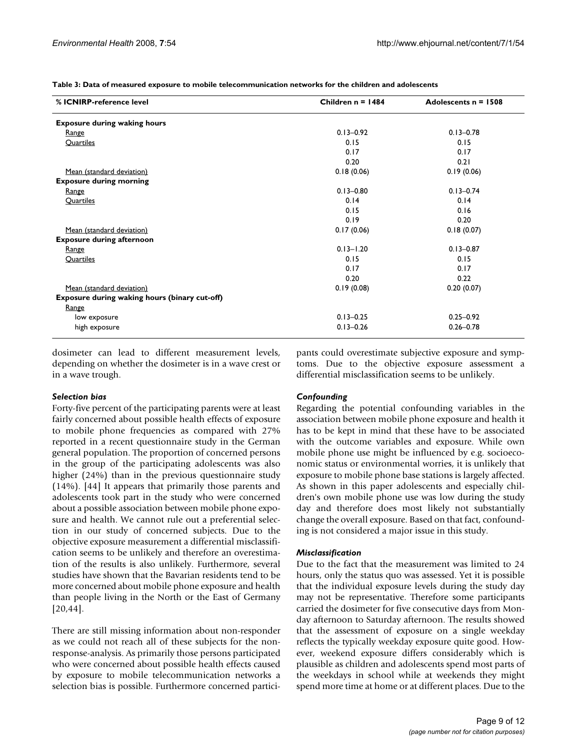**Table 3: Data of measured exposure to mobile telecommunication networks for the children and adolescents**

| % ICNIRP-reference level | Children n = 1484 | Adolescents n = 1508 |
| --- | --- | --- |
| **Exposure during waking hours** | | |
| Range | 0.13–0.92 | 0.13–0.78 |
| Quartiles | 0.15 | 0.15 |
| | 0.17 | 0.17 |
| | 0.20 | 0.21 |
| Mean (standard deviation) | 0.18 (0.06) | 0.19 (0.06) |
| **Exposure during morning** | | |
| Range | 0.13–0.80 | 0.13–0.74 |
| Quartiles | 0.14 | 0.14 |
| | 0.15 | 0.16 |
| | 0.19 | 0.20 |
| Mean (standard deviation) | 0.17 (0.06) | 0.18 (0.07) |
| **Exposure during afternoon** | | |
| Range | 0.13–1.20 | 0.13–0.87 |
| Quartiles | 0.15 | 0.15 |
| | 0.17 | 0.17 |
| | 0.20 | 0.22 |
| Mean (standard deviation) | 0.19 (0.08) | 0.20 (0.07) |
| **Exposure during waking hours (binary cut-off)** | | |
| Range | | |
| low exposure | 0.13–0.25 | 0.25–0.92 |
| high exposure | 0.13–0.26 | 0.26–0.78 |

dosimeter can lead to different measurement levels, depending on whether the dosimeter is in a wave crest or in a wave trough.

### *Selection bias*

Forty-five percent of the participating parents were at least fairly concerned about possible health effects of exposure to mobile phone frequencies as compared with 27% reported in a recent questionnaire study in the German general population. The proportion of concerned persons in the group of the participating adolescents was also higher (24%) than in the previous questionnaire study (14%). [44] It appears that primarily those parents and adolescents took part in the study who were concerned about a possible association between mobile phone exposure and health. We cannot rule out a preferential selection in our study of concerned subjects. Due to the objective exposure measurement a differential misclassification seems to be unlikely and therefore an overestimation of the results is also unlikely. Furthermore, several studies have shown that the Bavarian residents tend to be more concerned about mobile phone exposure and health than people living in the North or the East of Germany [20,44].

There are still missing information about non-responder as we could not reach all of these subjects for the non-response-analysis. As primarily those persons participated who were concerned about possible health effects caused by exposure to mobile telecommunication networks a selection bias is possible. Furthermore concerned participants could overestimate subjective exposure and symptoms. Due to the objective exposure assessment a differential misclassification seems to be unlikely.

### *Confounding*

Regarding the potential confounding variables in the association between mobile phone exposure and health it has to be kept in mind that these have to be associated with the outcome variables and exposure. While own mobile phone use might be influenced by e.g. socioeconomic status or environmental worries, it is unlikely that exposure to mobile phone base stations is largely affected. As shown in this paper adolescents and especially children's own mobile phone use was low during the study day and therefore does most likely not substantially change the overall exposure. Based on that fact, confounding is not considered a major issue in this study.

### *Misclassification*

Due to the fact that the measurement was limited to 24 hours, only the status quo was assessed. Yet it is possible that the individual exposure levels during the study day may not be representative. Therefore some participants carried the dosimeter for five consecutive days from Monday afternoon to Saturday afternoon. The results showed that the assessment of exposure on a single weekday reflects the typically weekday exposure quite good. However, weekend exposure differs considerably which is plausible as children and adolescents spend most parts of the weekdays in school while at weekends they might spend more time at home or at different places. Due to the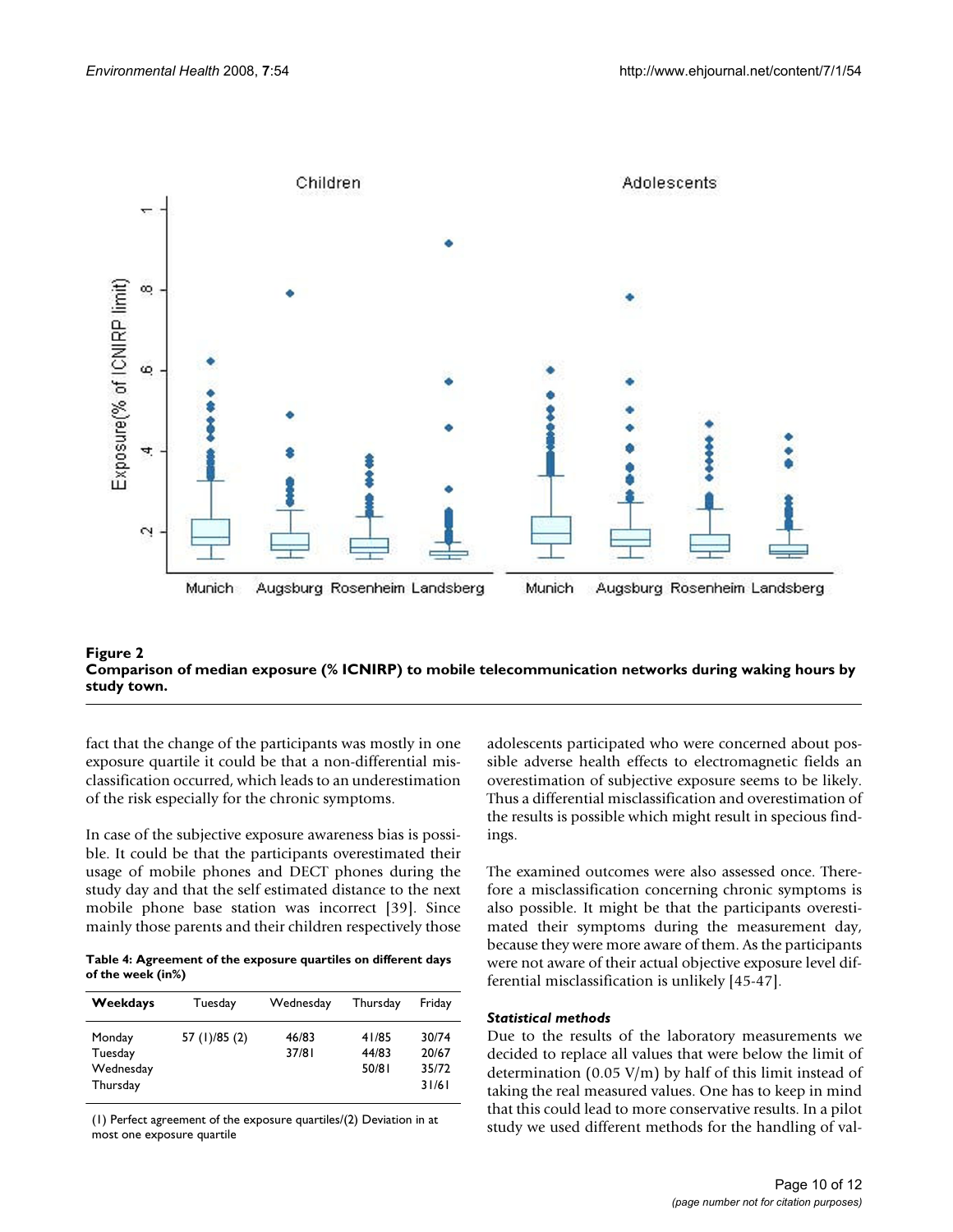**Figure 2**
**Comparison of median exposure (% ICNIRP) to mobile telecommunication networks during waking hours by study town.**

fact that the change of the participants was mostly in one exposure quartile it could be that a non-differential misclassification occurred, which leads to an underestimation of the risk especially for the chronic symptoms.

In case of the subjective exposure awareness bias is possible. It could be that the participants overestimated their usage of mobile phones and DECT phones during the study day and that the self estimated distance to the next mobile phone base station was incorrect [39]. Since mainly those parents and their children respectively those adolescents participated who were concerned about possible adverse health effects to electromagnetic fields an overestimation of subjective exposure seems to be likely. Thus a differential misclassification and overestimation of the results is possible which might result in specious findings.

**Table 4: Agreement of the exposure quartiles on different days of the week (in%)**

| Weekdays | Tuesday | Wednesday | Thursday | Friday |
|---|---|---|---|---|
| Monday | 57 (1)/85 (2) | 46/83 | 41/85 | 30/74 |
| Tuesday | | 37/81 | 44/83 | 20/67 |
| Wednesday | | | 50/81 | 35/72 |
| Thursday | | | | 31/61 |

(1) Perfect agreement of the exposure quartiles/(2) Deviation in at most one exposure quartile

The examined outcomes were also assessed once. Therefore a misclassification concerning chronic symptoms is also possible. It might be that the participants overestimated their symptoms during the measurement day, because they were more aware of them. As the participants were not aware of their actual objective exposure level differential misclassification is unlikely [45-47].

### *Statistical methods*

Due to the results of the laboratory measurements we decided to replace all values that were below the limit of determination (0.05 V/m) by half of this limit instead of taking the real measured values. One has to keep in mind that this could lead to more conservative results. In a pilot study we used different methods for the handling of val-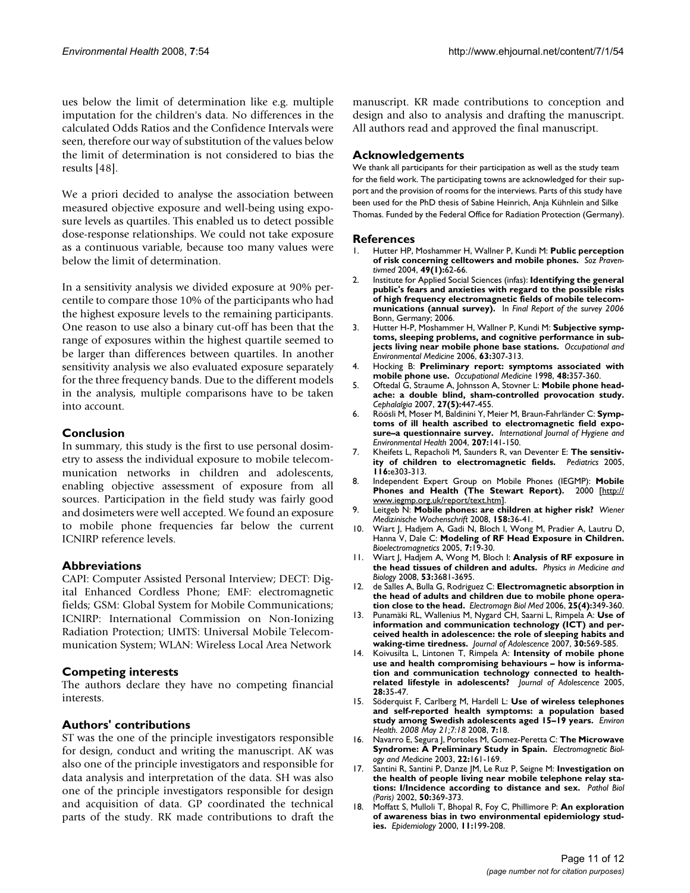ues below the limit of determination like e.g. multiple imputation for the children's data. No differences in the calculated Odds Ratios and the Confidence Intervals were seen, therefore our way of substitution of the values below the limit of determination is not considered to bias the results [48].

We a priori decided to analyse the association between measured objective exposure and well-being using exposure levels as quartiles. This enabled us to detect possible dose-response relationships. We could not take exposure as a continuous variable, because too many values were below the limit of determination.

In a sensitivity analysis we divided exposure at 90% percentile to compare those 10% of the participants who had the highest exposure levels to the remaining participants. One reason to use also a binary cut-off has been that the range of exposures within the highest quartile seemed to be larger than differences between quartiles. In another sensitivity analysis we also evaluated exposure separately for the three frequency bands. Due to the different models in the analysis, multiple comparisons have to be taken into account.

## Conclusion

In summary, this study is the first to use personal dosimetry to assess the individual exposure to mobile telecommunication networks in children and adolescents, enabling objective assessment of exposure from all sources. Participation in the field study was fairly good and dosimeters were well accepted. We found an exposure to mobile phone frequencies far below the current ICNIRP reference levels.

## Abbreviations

CAPI: Computer Assisted Personal Interview; DECT: Digital Enhanced Cordless Phone; EMF: electromagnetic fields; GSM: Global System for Mobile Communications; ICNIRP: International Commission on Non-Ionizing Radiation Protection; UMTS: Universal Mobile Telecommunication System; WLAN: Wireless Local Area Network

## Competing interests

The authors declare they have no competing financial interests.

## Authors' contributions

ST was the one of the principle investigators responsible for design, conduct and writing the manuscript. AK was also one of the principle investigators and responsible for data analysis and interpretation of the data. SH was also one of the principle investigators responsible for design and acquisition of data. GP coordinated the technical parts of the study. RK made contributions to draft the manuscript. KR made contributions to conception and design and also to analysis and drafting the manuscript. All authors read and approved the final manuscript.

## Acknowledgements

We thank all participants for their participation as well as the study team for the field work. The participating towns are acknowledged for their support and the provision of rooms for the interviews. Parts of this study have been used for the PhD thesis of Sabine Heinrich, Anja Kühnlein and Silke Thomas. Funded by the Federal Office for Radiation Protection (Germany).

## References

1. Hutter HP, Moshammer H, Wallner P, Kundi M: **Public perception of risk concerning celltowers and mobile phones.** *Soz Praventivmed* 2004, **49(1):**62-66.
2. Institute for Applied Social Sciences (infas): **Identifying the general public's fears and anxieties with regard to the possible risks of high frequency electromagnetic fields of mobile telecommunications (annual survey).** In *Final Report of the survey 2006* Bonn, Germany; 2006.
3. Hutter H-P, Moshammer H, Wallner P, Kundi M: **Subjective symptoms, sleeping problems, and cognitive performance in subjects living near mobile phone base stations.** *Occupational and Environmental Medicine* 2006, **63:**307-313.
4. Hocking B: **Preliminary report: symptoms associated with mobile phone use.** *Occupational Medicine* 1998, **48:**357-360.
5. Oftedal G, Straume A, Johnsson A, Stovner L: **Mobile phone headache: a double blind, sham-controlled provocation study.** *Cephalalgia* 2007, **27(5):**447-455.
6. Röösli M, Moser M, Baldinini Y, Meier M, Braun-Fahrländer C: **Symptoms of ill health ascribed to electromagnetic field exposure–a questionnaire survey.** *International Journal of Hygiene and Environmental Health* 2004, **207:**141-150.
7. Kheifets L, Repacholi M, Saunders R, van Deventer E: **The sensitivity of children to electromagnetic fields.** *Pediatrics* 2005, **116:**e303-313.
8. Independent Expert Group on Mobile Phones (IEGMP): **Mobile Phones and Health (The Stewart Report).** 2000 [http://www.iegmp.org.uk/report/text.htm].
9. Leitgeb N: **Mobile phones: are children at higher risk?** *Wiener Medizinische Wochenschrift* 2008, **158:**36-41.
10. Wiart J, Hadjem A, Gadi N, Bloch I, Wong M, Pradier A, Lautru D, Hanna V, Dale C: **Modeling of RF Head Exposure in Children.** *Bioelectromagnetics* 2005, **7:**19-30.
11. Wiart J, Hadjem A, Wong M, Bloch I: **Analysis of RF exposure in the head tissues of children and adults.** *Physics in Medicine and Biology* 2008, **53:**3681-3695.
12. de Salles A, Bulla G, Rodriguez C: **Electromagnetic absorption in the head of adults and children due to mobile phone operation close to the head.** *Electromagn Biol Med* 2006, **25(4):**349-360.
13. Punamäki RL, Wallenius M, Nygard CH, Saarni L, Rimpela A: **Use of information and communication technology (ICT) and perceived health in adolescence: the role of sleeping habits and waking-time tiredness.** *Journal of Adolescence* 2007, **30:**569-585.
14. Koivusilta L, Lintonen T, Rimpela A: **Intensity of mobile phone use and health compromising behaviours – how is information and communication technology connected to health-related lifestyle in adolescents?** *Journal of Adolescence* 2005, **28:**35-47.
15. Söderquist F, Carlberg M, Hardell L: **Use of wireless telephones and self-reported health symptoms: a population based study among Swedish adolescents aged 15–19 years.** *Environ Health. 2008 May 21;7:18* 2008, **7:**18.
16. Navarro E, Segura J, Portoles M, Gomez-Peretta C: **The Microwave Syndrome: A Preliminary Study in Spain.** *Electromagnetic Biology and Medicine* 2003, **22:**161-169.
17. Santini R, Santini P, Danze JM, Le Ruz P, Seigne M: **Investigation on the health of people living near mobile telephone relay stations: I/Incidence according to distance and sex.** *Pathol Biol (Paris)* 2002, **50:**369-373.
18. Moffatt S, Mulloli T, Bhopal R, Foy C, Phillimore P: **An exploration of awareness bias in two environmental epidemiology studies.** *Epidemiology* 2000, **11:**199-208.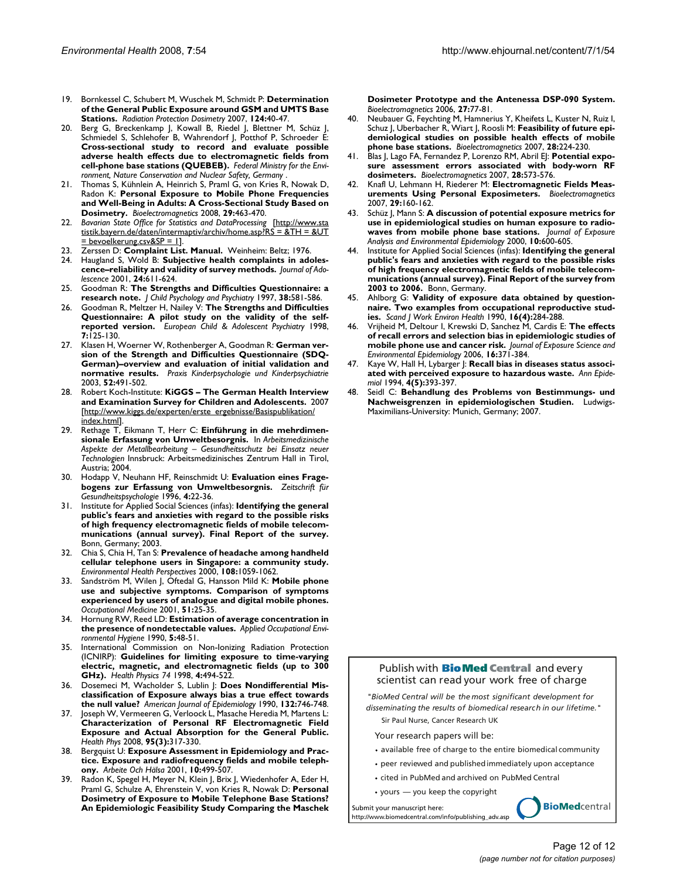19. Bornkessel C, Schubert M, Wuschek M, Schmidt P: **Determination of the General Public Exposure around GSM and UMTS Base Stations.** *Radiation Protection Dosimetry* 2007, **124:**40-47.
20. Berg G, Breckenkamp J, Kowall B, Riedel J, Blettner M, Schüz J, Schmiedel S, Schlehofer B, Wahrendorf J, Potthof P, Schroeder E: **Cross-sectional study to record and evaluate possible adverse health effects due to electromagnetic fields from cell-phone base stations (QUEBEB).** *Federal Ministry for the Environment, Nature Conservation and Nuclear Safety, Germany* .
21. Thomas S, Kühnlein A, Heinrich S, Praml G, von Kries R, Nowak D, Radon K: **Personal Exposure to Mobile Phone Frequencies and Well-Being in Adults: A Cross-Sectional Study Based on Dosimetry.** *Bioelectromagnetics* 2008, **29:**463-470.
22. *Bavarian State Office for Statistics and DataProcessing* [http://www.statistik.bayern.de/daten/intermaptiv/archiv/home.asp?RS = &TH = &UT = bevoelkerung.csv&SP = 1].
23. Zerssen D: **Complaint List. Manual.** Weinheim: Beltz; 1976.
24. Haugland S, Wold B: **Subjective health complaints in adolescence–reliability and validity of survey methods.** *Journal of Adolescence* 2001, **24:**611-624.
25. Goodman R: **The Strengths and Difficulties Questionnaire: a research note.** *J Child Psychology and Psychiatry* 1997, **38:**581-586.
26. Goodman R, Meltzer H, Nailey V: **The Strengths and Difficulties Questionnaire: A pilot study on the validity of the self-reported version.** *European Child & Adolescent Psychiatry* 1998, **7:**125-130.
27. Klasen H, Woerner W, Rothenberger A, Goodman R: **German version of the Strength and Difficulties Questionnaire (SDQ-German)–overview and evaluation of initial validation and normative results.** *Praxis Kinderpsychologie und Kinderpsychiatrie* 2003, **52:**491-502.
28. Robert Koch-Institute: **KiGGS – The German Health Interview and Examination Survey for Children and Adolescents.** 2007 [http://www.kiggs.de/experten/erste_ergebnisse/Basispublikation/index.html].
29. Rethage T, Eikmann T, Herr C: **Einführung in die mehrdimensionale Erfassung von Umweltbesorgnis.** In *Arbeitsmedizinische Aspekte der Metallbearbeitung – Gesundheitsschutz bei Einsatz neuer Technologien* Innsbruck: Arbeitsmedizinisches Zentrum Hall in Tirol, Austria; 2004.
30. Hodapp V, Neuhann HF, Reinschmidt U: **Evaluation eines Fragebogens zur Erfassung von Umweltbesorgnis.** *Zeitschrift für Gesundheitspsychologie* 1996, **4:**22-36.
31. Institute for Applied Social Sciences (infas): **Identifying the general public's fears and anxieties with regard to the possible risks of high frequency electromagnetic fields of mobile telecommunications (annual survey). Final Report of the survey.** Bonn, Germany; 2003.
32. Chia S, Chia H, Tan S: **Prevalence of headache among handheld cellular telephone users in Singapore: a community study.** *Environmental Health Perspectives* 2000, **108:**1059-1062.
33. Sandström M, Wilen J, Oftedal G, Hansson Mild K: **Mobile phone use and subjective symptoms. Comparison of symptoms experienced by users of analogue and digital mobile phones.** *Occupational Medicine* 2001, **51:**25-35.
34. Hornung RW, Reed LD: **Estimation of average concentration in the presence of nondetectable values.** *Applied Occupational Environmental Hygiene* 1990, **5:**48-51.
35. International Commission on Non-Ionizing Radiation Protection (ICNIRP): **Guidelines for limiting exposure to time-varying electric, magnetic, and electromagnetic fields (up to 300 GHz).** *Health Physics 74* 1998, **4:**494-522.
36. Dosemeci M, Wacholder S, Lublin J: **Does Nondifferential Misclassification of Exposure always bias a true effect towards the null value?** *American Journal of Epidemiology* 1990, **132:**746-748.
37. Joseph W, Vermeeren G, Verloock L, Masache Heredia M, Martens L: **Characterization of Personal RF Electromagnetic Field Exposure and Actual Absorption for the General Public.** *Health Phys* 2008, **95(3):**317-330.
38. Bergquist U: **Exposure Assessment in Epidemiology and Practice. Exposure and radiofrequency fields and mobile telephony.** *Arbeite Och Hälsa* 2001, **10:**499-507.
39. Radon K, Spegel H, Meyer N, Klein J, Brix J, Wiedenhofer A, Eder H, Praml G, Schulze A, Ehrenstein V, von Kries R, Nowak D: **Personal Dosimetry of Exposure to Mobile Telephone Base Stations? An Epidemiologic Feasibility Study Comparing the Maschek Dosimeter Prototype and the Antenessa DSP-090 System.** *Bioelectromagnetics* 2006, **27:**77-81.
40. Neubauer G, Feychting M, Hamnerius Y, Kheifets L, Kuster N, Ruiz I, Schuz J, Uberbacher R, Wiart J, Roosli M: **Feasibility of future epidemiological studies on possible health effects of mobile phone base stations.** *Bioelectromagnetics* 2007, **28:**224-230.
41. Blas J, Lago FA, Fernandez P, Lorenzo RM, Abril EJ: **Potential exposure assessment errors associated with body-worn RF dosimeters.** *Bioelectromagnetics* 2007, **28:**573-576.
42. Knafl U, Lehmann H, Riederer M: **Electromagnetic Fields Measurements Using Personal Exposimeters.** *Bioelectromagnetics* 2007, **29:**160-162.
43. Schüz J, Mann S: **A discussion of potential exposure metrics for use in epidemiological studies on human exposure to radiowaves from mobile phone base stations.** *Journal of Exposure Analysis and Environmental Epidemiology* 2000, **10:**600-605.
44. Institute for Applied Social Sciences (infas): **Identifying the general public's fears and anxieties with regard to the possible risks of high frequency electromagnetic fields of mobile telecommunications (annual survey). Final Report of the survey from 2003 to 2006.** Bonn, Germany.
45. Ahlborg G: **Validity of exposure data obtained by questionnaire. Two examples from occupational reproductive studies.** *Scand J Work Environ Health* 1990, **16(4):**284-288.
46. Vrijheid M, Deltour I, Krewski D, Sanchez M, Cardis E: **The effects of recall errors and selection bias in epidemiologic studies of mobile phone use and cancer risk.** *Journal of Exposure Science and Environmental Epidemiology* 2006, **16:**371-384.
47. Kaye W, Hall H, Lybarger J: **Recall bias in diseases status associated with perceived exposure to hazardous waste.** *Ann Epidemiol* 1994, **4(5):**393-397.
48. Seidl C: **Behandlung des Problems von Bestimmungs- und Nachweisgrenzen in epidemiologischen Studien.** Ludwigs-Maximilians-University: Munich, Germany; 2007.

Publish with **BioMed Central** and every scientist can read your work free of charge

*"BioMed Central will be the most significant development for disseminating the results of biomedical research in our lifetime."*

Sir Paul Nurse, Cancer Research UK

Your research papers will be:

- available free of charge to the entire biomedical community
- peer reviewed and published immediately upon acceptance
- cited in PubMed and archived on PubMed Central
- yours — you keep the copyright

Submit your manuscript here:
http://www.biomedcentral.com/info/publishing_adv.asp

BioMedcentral